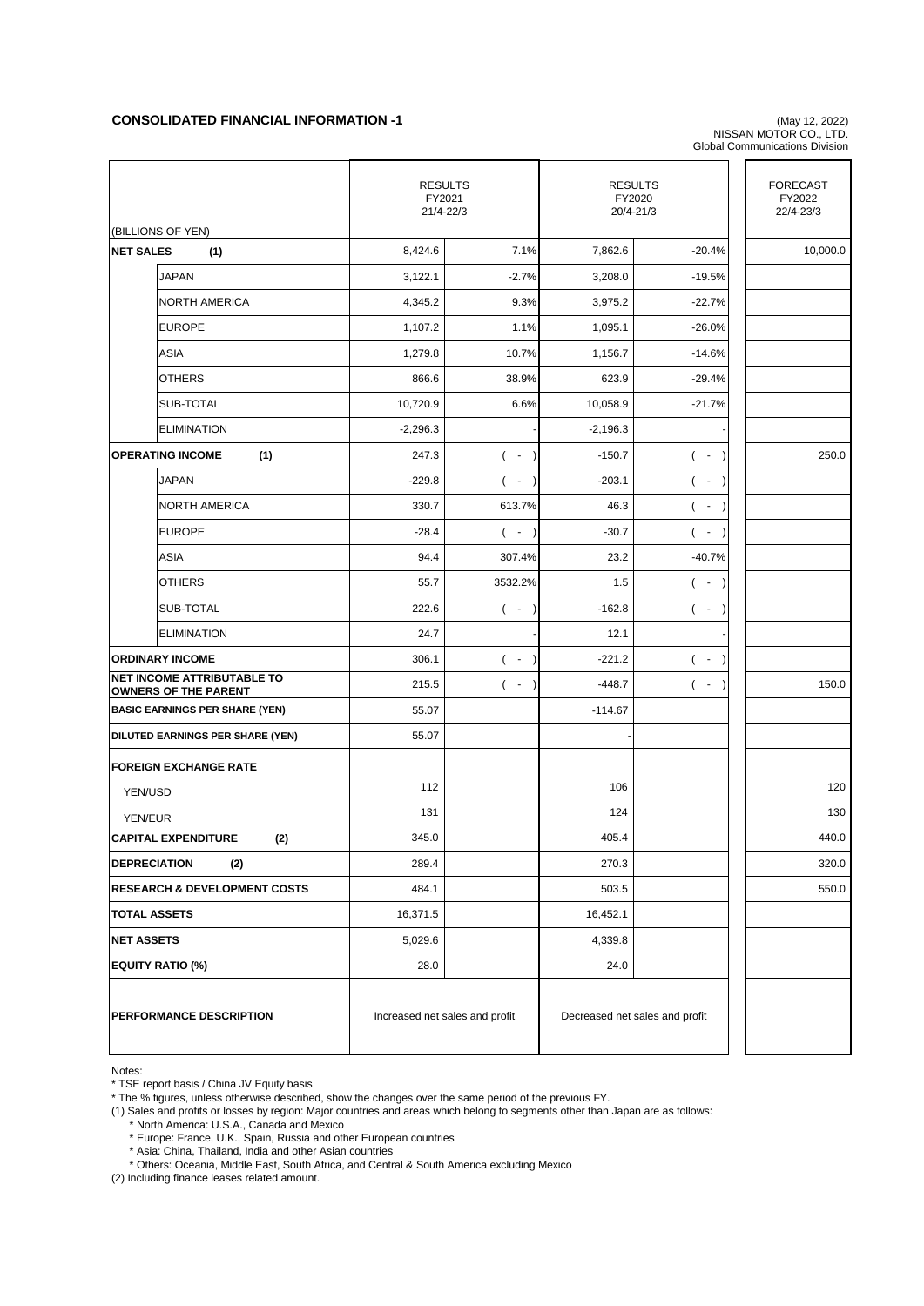## CONSOLIDATED FINANCIAL INFORMATION -1

(May 12, 2022)
NISSAN MOTOR CO., LTD.
Global Communications Division

| (BILLIONS OF YEN) | | RESULTS FY2021 21/4-22/3 | | RESULTS FY2020 20/4-21/3 | | FORECAST FY2022 22/4-23/3 |
|---|---|---|---|---|---|---|
| **NET SALES (1)** | | 8,424.6 | 7.1% | 7,862.6 | -20.4% | 10,000.0 |
| | JAPAN | 3,122.1 | -2.7% | 3,208.0 | -19.5% | |
| | NORTH AMERICA | 4,345.2 | 9.3% | 3,975.2 | -22.7% | |
| | EUROPE | 1,107.2 | 1.1% | 1,095.1 | -26.0% | |
| | ASIA | 1,279.8 | 10.7% | 1,156.7 | -14.6% | |
| | OTHERS | 866.6 | 38.9% | 623.9 | -29.4% | |
| | SUB-TOTAL | 10,720.9 | 6.6% | 10,058.9 | -21.7% | |
| | ELIMINATION | -2,296.3 | - | -2,196.3 | - | |
| **OPERATING INCOME (1)** | | 247.3 | ( - ) | -150.7 | ( - ) | 250.0 |
| | JAPAN | -229.8 | ( - ) | -203.1 | ( - ) | |
| | NORTH AMERICA | 330.7 | 613.7% | 46.3 | ( - ) | |
| | EUROPE | -28.4 | ( - ) | -30.7 | ( - ) | |
| | ASIA | 94.4 | 307.4% | 23.2 | -40.7% | |
| | OTHERS | 55.7 | 3532.2% | 1.5 | ( - ) | |
| | SUB-TOTAL | 222.6 | ( - ) | -162.8 | ( - ) | |
| | ELIMINATION | 24.7 | - | 12.1 | - | |
| **ORDINARY INCOME** | | 306.1 | ( - ) | -221.2 | ( - ) | |
| **NET INCOME ATTRIBUTABLE TO OWNERS OF THE PARENT** | | 215.5 | ( - ) | -448.7 | ( - ) | 150.0 |
| **BASIC EARNINGS PER SHARE (YEN)** | | 55.07 | | -114.67 | | |
| **DILUTED EARNINGS PER SHARE (YEN)** | | 55.07 | | - | | |
| **FOREIGN EXCHANGE RATE** | | | | | | |
| YEN/USD | | 112 | | 106 | | 120 |
| YEN/EUR | | 131 | | 124 | | 130 |
| **CAPITAL EXPENDITURE (2)** | | 345.0 | | 405.4 | | 440.0 |
| **DEPRECIATION (2)** | | 289.4 | | 270.3 | | 320.0 |
| **RESEARCH & DEVELOPMENT COSTS** | | 484.1 | | 503.5 | | 550.0 |
| **TOTAL ASSETS** | | 16,371.5 | | 16,452.1 | | |
| **NET ASSETS** | | 5,029.6 | | 4,339.8 | | |
| **EQUITY RATIO (%)** | | 28.0 | | 24.0 | | |
| **PERFORMANCE DESCRIPTION** | | Increased net sales and profit | | Decreased net sales and profit | | |

Notes:
* TSE report basis / China JV Equity basis
* The % figures, unless otherwise described, show the changes over the same period of the previous FY.

(1) Sales and profits or losses by region: Major countries and areas which belong to segments other than Japan are as follows:
* North America: U.S.A., Canada and Mexico
* Europe: France, U.K., Spain, Russia and other European countries
* Asia: China, Thailand, India and other Asian countries
* Others: Oceania, Middle East, South Africa, and Central & South America excluding Mexico

(2) Including finance leases related amount.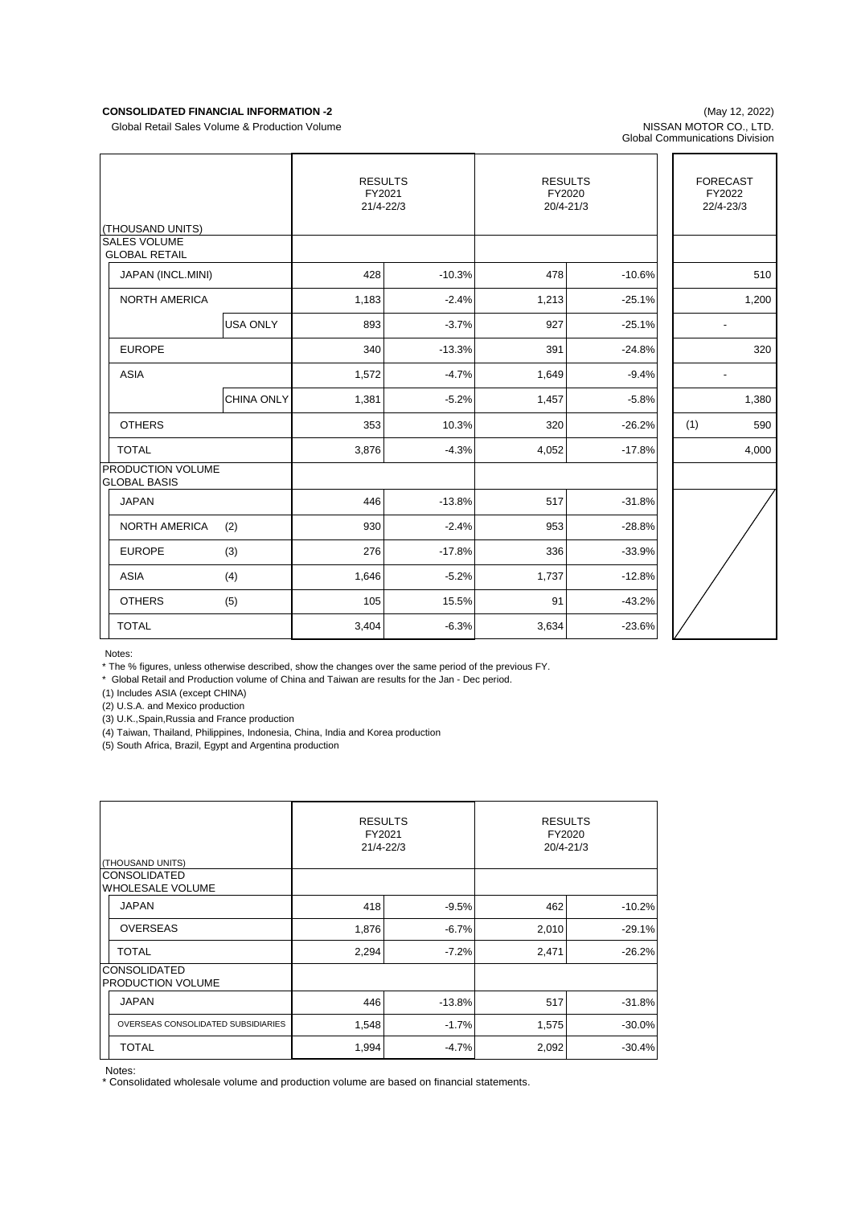**CONSOLIDATED FINANCIAL INFORMATION -2**

Global Retail Sales Volume & Production Volume

(May 12, 2022)

NISSAN MOTOR CO., LTD.
Global Communications Division

| (THOUSAND UNITS) | | RESULTS FY2021 21/4-22/3 | | RESULTS FY2020 20/4-21/3 | | FORECAST FY2022 22/4-23/3 |
|---|---|---|---|---|---|---|
| SALES VOLUME GLOBAL RETAIL | | | | | | |
| JAPAN (INCL.MINI) | | 428 | -10.3% | 478 | -10.6% | 510 |
| NORTH AMERICA | | 1,183 | -2.4% | 1,213 | -25.1% | 1,200 |
| | USA ONLY | 893 | -3.7% | 927 | -25.1% | - |
| EUROPE | | 340 | -13.3% | 391 | -24.8% | 320 |
| ASIA | | 1,572 | -4.7% | 1,649 | -9.4% | - |
| | CHINA ONLY | 1,381 | -5.2% | 1,457 | -5.8% | 1,380 |
| OTHERS | | 353 | 10.3% | 320 | -26.2% | (1) 590 |
| TOTAL | | 3,876 | -4.3% | 4,052 | -17.8% | 4,000 |
| PRODUCTION VOLUME GLOBAL BASIS | | | | | | |
| JAPAN | | 446 | -13.8% | 517 | -31.8% | |
| NORTH AMERICA | (2) | 930 | -2.4% | 953 | -28.8% | |
| EUROPE | (3) | 276 | -17.8% | 336 | -33.9% | |
| ASIA | (4) | 1,646 | -5.2% | 1,737 | -12.8% | |
| OTHERS | (5) | 105 | 15.5% | 91 | -43.2% | |
| TOTAL | | 3,404 | -6.3% | 3,634 | -23.6% | |

Notes:

* The % figures, unless otherwise described, show the changes over the same period of the previous FY.
* Global Retail and Production volume of China and Taiwan are results for the Jan - Dec period.

(1) Includes ASIA (except CHINA)
(2) U.S.A. and Mexico production
(3) U.K.,Spain,Russia and France production
(4) Taiwan, Thailand, Philippines, Indonesia, China, India and Korea production
(5) South Africa, Brazil, Egypt and Argentina production

| (THOUSAND UNITS) | RESULTS FY2021 21/4-22/3 | | RESULTS FY2020 20/4-21/3 | |
|---|---|---|---|---|
| CONSOLIDATED WHOLESALE VOLUME | | | | |
| JAPAN | 418 | -9.5% | 462 | -10.2% |
| OVERSEAS | 1,876 | -6.7% | 2,010 | -29.1% |
| TOTAL | 2,294 | -7.2% | 2,471 | -26.2% |
| CONSOLIDATED PRODUCTION VOLUME | | | | |
| JAPAN | 446 | -13.8% | 517 | -31.8% |
| OVERSEAS CONSOLIDATED SUBSIDIARIES | 1,548 | -1.7% | 1,575 | -30.0% |
| TOTAL | 1,994 | -4.7% | 2,092 | -30.4% |

Notes:

* Consolidated wholesale volume and production volume are based on financial statements.